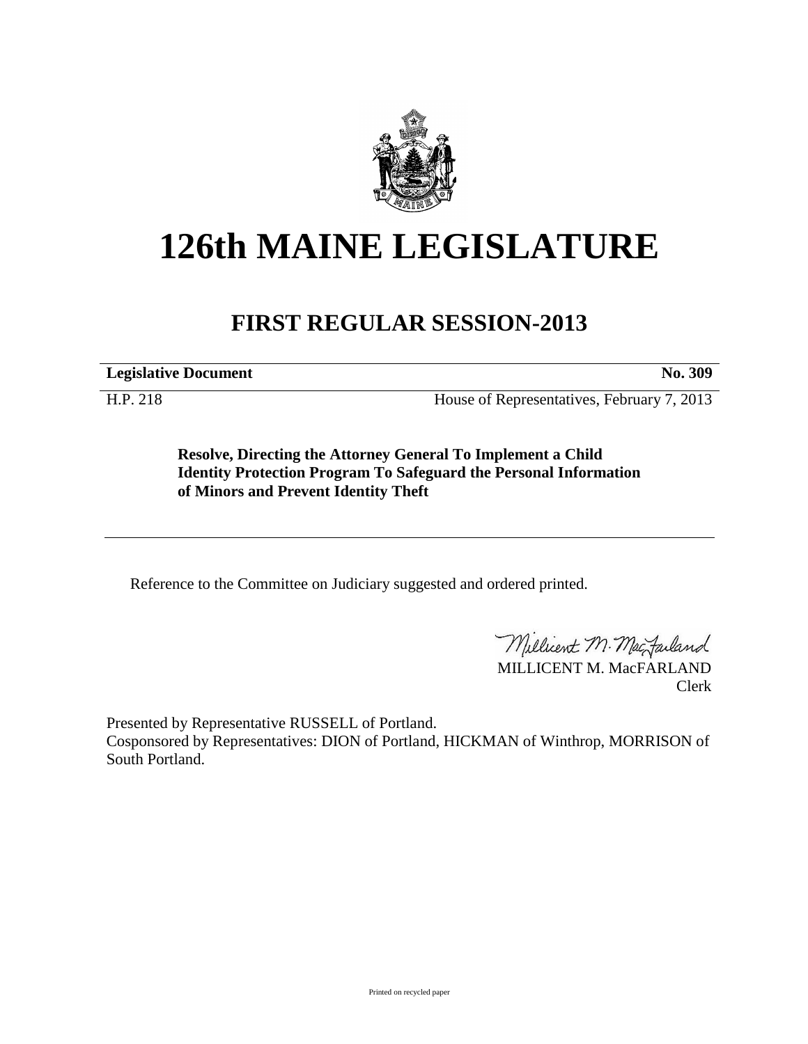# 126th MAINE LEGISLATURE

## FIRST REGULAR SESSION-2013

| **Legislative Document** | **No. 309** |
|---|---|
| H.P. 218 | House of Representatives, February 7, 2013 |

**Resolve, Directing the Attorney General To Implement a Child Identity Protection Program To Safeguard the Personal Information of Minors and Prevent Identity Theft**

Reference to the Committee on Judiciary suggested and ordered printed.

MILLICENT M. MacFARLAND
Clerk

Presented by Representative RUSSELL of Portland.
Cosponsored by Representatives: DION of Portland, HICKMAN of Winthrop, MORRISON of South Portland.

Printed on recycled paper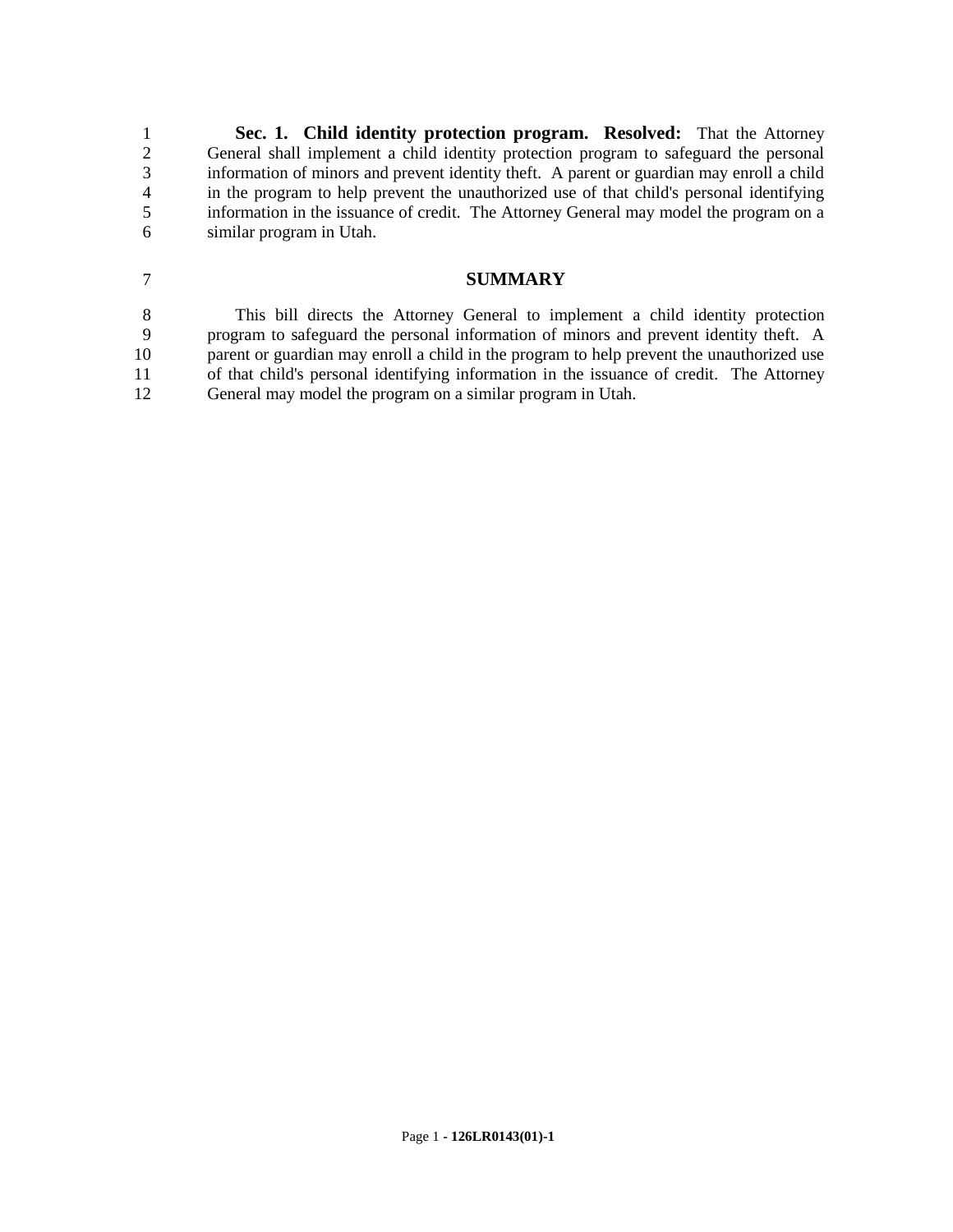**Sec. 1. Child identity protection program. Resolved:** That the Attorney General shall implement a child identity protection program to safeguard the personal information of minors and prevent identity theft. A parent or guardian may enroll a child in the program to help prevent the unauthorized use of that child's personal identifying information in the issuance of credit. The Attorney General may model the program on a similar program in Utah.

## SUMMARY

This bill directs the Attorney General to implement a child identity protection program to safeguard the personal information of minors and prevent identity theft. A parent or guardian may enroll a child in the program to help prevent the unauthorized use of that child's personal identifying information in the issuance of credit. The Attorney General may model the program on a similar program in Utah.